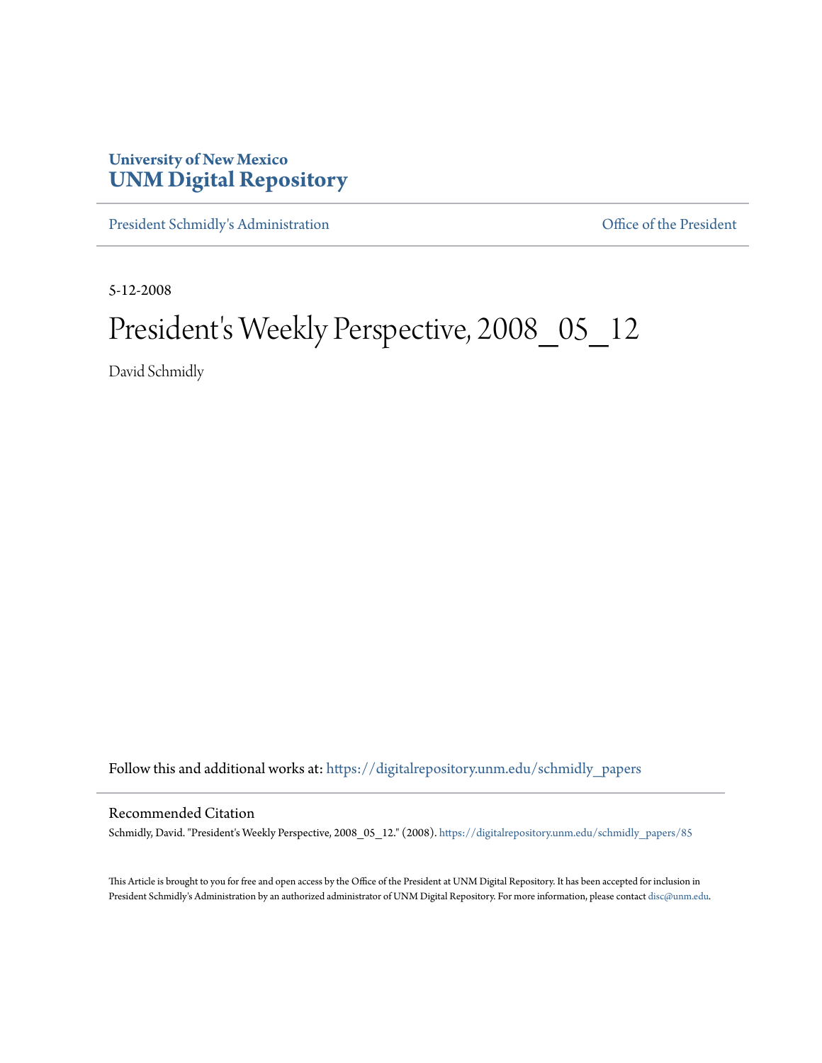University of New Mexico
**UNM Digital Repository**

President Schmidly's Administration | Office of the President

5-12-2008

# President's Weekly Perspective, 2008_05_12

David Schmidly

Follow this and additional works at: https://digitalrepository.unm.edu/schmidly_papers

## Recommended Citation

Schmidly, David. "President's Weekly Perspective, 2008_05_12." (2008). https://digitalrepository.unm.edu/schmidly_papers/85

This Article is brought to you for free and open access by the Office of the President at UNM Digital Repository. It has been accepted for inclusion in President Schmidly's Administration by an authorized administrator of UNM Digital Repository. For more information, please contact disc@unm.edu.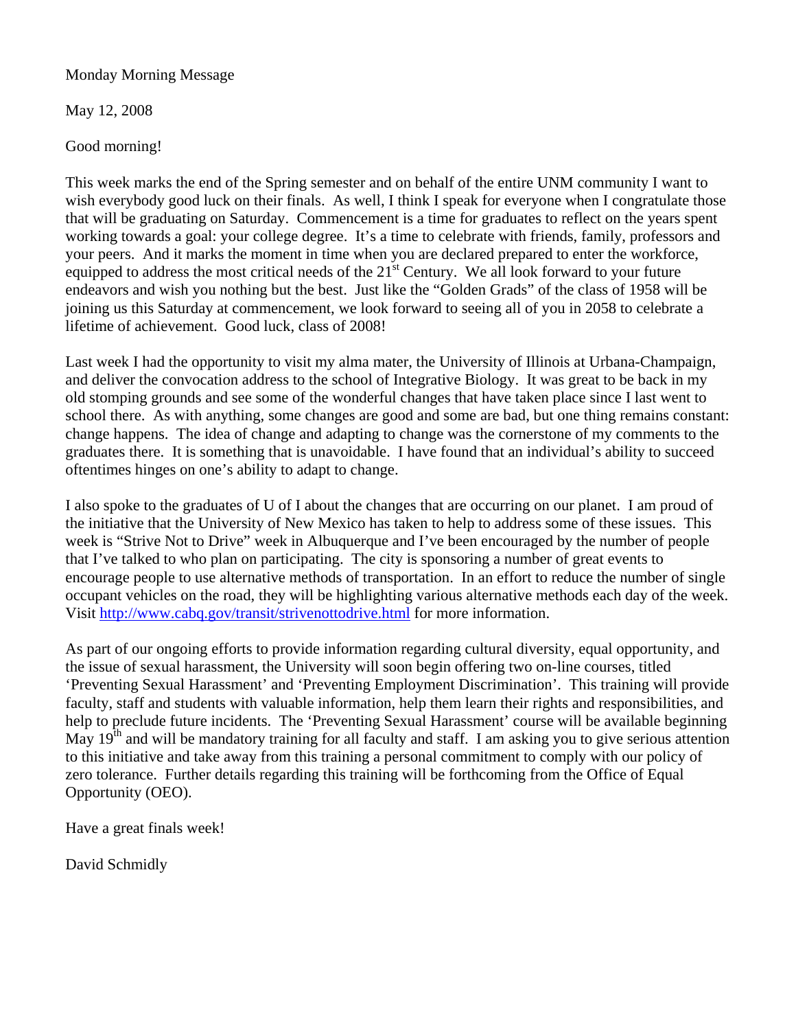Monday Morning Message

May 12, 2008

Good morning!

This week marks the end of the Spring semester and on behalf of the entire UNM community I want to wish everybody good luck on their finals. As well, I think I speak for everyone when I congratulate those that will be graduating on Saturday. Commencement is a time for graduates to reflect on the years spent working towards a goal: your college degree. It's a time to celebrate with friends, family, professors and your peers. And it marks the moment in time when you are declared prepared to enter the workforce, equipped to address the most critical needs of the 21st Century. We all look forward to your future endeavors and wish you nothing but the best. Just like the "Golden Grads" of the class of 1958 will be joining us this Saturday at commencement, we look forward to seeing all of you in 2058 to celebrate a lifetime of achievement. Good luck, class of 2008!

Last week I had the opportunity to visit my alma mater, the University of Illinois at Urbana-Champaign, and deliver the convocation address to the school of Integrative Biology. It was great to be back in my old stomping grounds and see some of the wonderful changes that have taken place since I last went to school there. As with anything, some changes are good and some are bad, but one thing remains constant: change happens. The idea of change and adapting to change was the cornerstone of my comments to the graduates there. It is something that is unavoidable. I have found that an individual's ability to succeed oftentimes hinges on one's ability to adapt to change.

I also spoke to the graduates of U of I about the changes that are occurring on our planet. I am proud of the initiative that the University of New Mexico has taken to help to address some of these issues. This week is "Strive Not to Drive" week in Albuquerque and I've been encouraged by the number of people that I've talked to who plan on participating. The city is sponsoring a number of great events to encourage people to use alternative methods of transportation. In an effort to reduce the number of single occupant vehicles on the road, they will be highlighting various alternative methods each day of the week. Visit http://www.cabq.gov/transit/strivenottodrive.html for more information.

As part of our ongoing efforts to provide information regarding cultural diversity, equal opportunity, and the issue of sexual harassment, the University will soon begin offering two on-line courses, titled 'Preventing Sexual Harassment' and 'Preventing Employment Discrimination'. This training will provide faculty, staff and students with valuable information, help them learn their rights and responsibilities, and help to preclude future incidents. The 'Preventing Sexual Harassment' course will be available beginning May 19th and will be mandatory training for all faculty and staff. I am asking you to give serious attention to this initiative and take away from this training a personal commitment to comply with our policy of zero tolerance. Further details regarding this training will be forthcoming from the Office of Equal Opportunity (OEO).

Have a great finals week!

David Schmidly